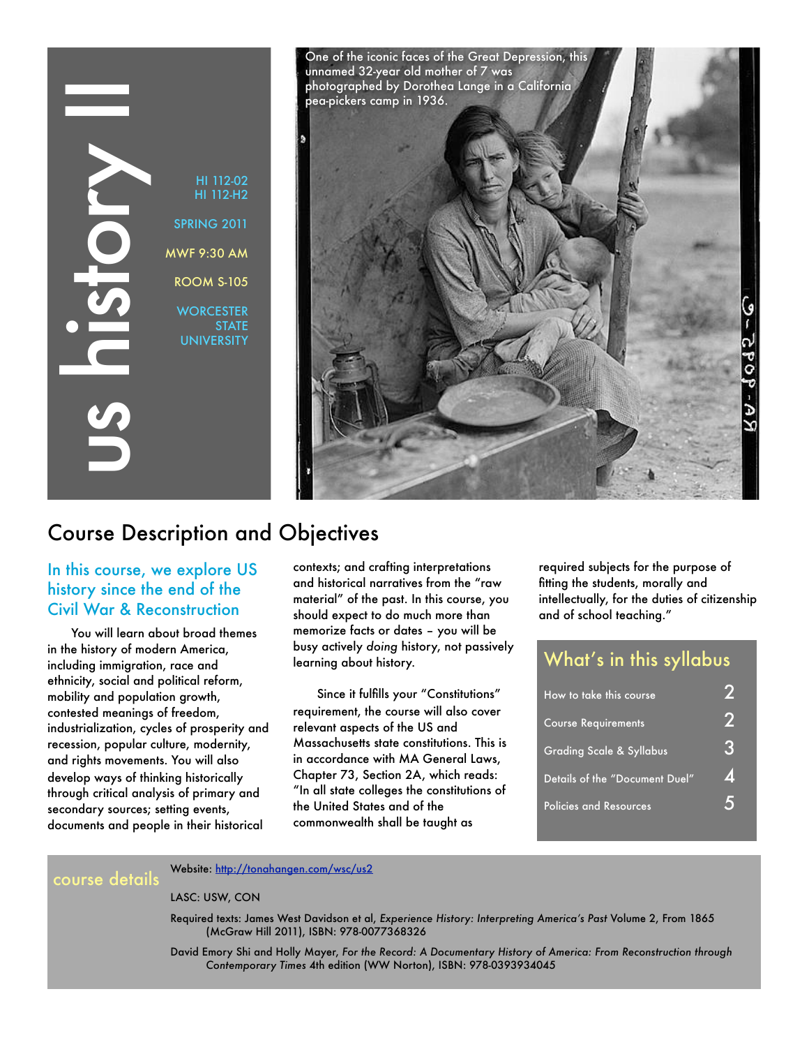# us history II

HI 112-02
HI 112-H2

SPRING 2011

MWF 9:30 AM

ROOM S-105

WORCESTER STATE UNIVERSITY

One of the iconic faces of the Great Depression, this unnamed 32-year old mother of 7 was photographed by Dorothea Lange in a California pea-pickers camp in 1936.

## Course Description and Objectives

### In this course, we explore US history since the end of the Civil War & Reconstruction

You will learn about broad themes in the history of modern America, including immigration, race and ethnicity, social and political reform, mobility and population growth, contested meanings of freedom, industrialization, cycles of prosperity and recession, popular culture, modernity, and rights movements. You will also develop ways of thinking historically through critical analysis of primary and secondary sources; setting events, documents and people in their historical contexts; and crafting interpretations and historical narratives from the "raw material" of the past. In this course, you should expect to do much more than memorize facts or dates – you will be busy actively *doing* history, not passively learning about history.

Since it fulfills your "Constitutions" requirement, the course will also cover relevant aspects of the US and Massachusetts state constitutions. This is in accordance with MA General Laws, Chapter 73, Section 2A, which reads: "In all state colleges the constitutions of the United States and of the commonwealth shall be taught as required subjects for the purpose of fitting the students, morally and intellectually, for the duties of citizenship and of school teaching."

### What's in this syllabus

| | |
|---|---|
| How to take this course | 2 |
| Course Requirements | 2 |
| Grading Scale & Syllabus | 3 |
| Details of the "Document Duel" | 4 |
| Policies and Resources | 5 |

### course details

Website: [http://tonahangen.com/wsc/us2](http://tonahangen.com/wsc/us2)

LASC: USW, CON

Required texts: James West Davidson et al, *Experience History: Interpreting America's Past* Volume 2, From 1865 (McGraw Hill 2011), ISBN: 978-0077368326

David Emory Shi and Holly Mayer, *For the Record: A Documentary History of America: From Reconstruction through Contemporary Times* 4th edition (WW Norton), ISBN: 978-0393934045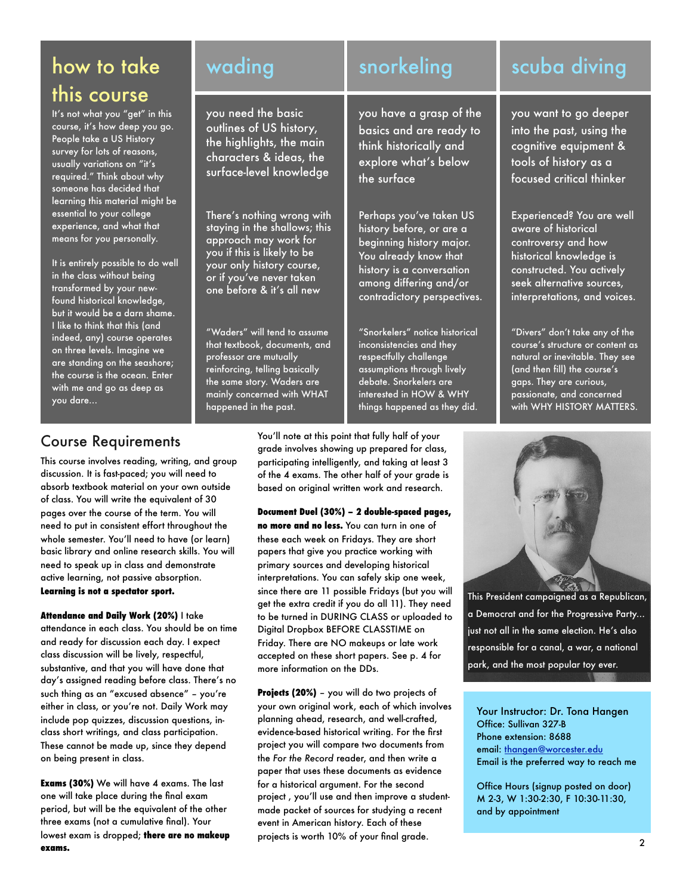## how to take this course

It's not what you "get" in this course, it's how deep you go. People take a US History survey for lots of reasons, usually variations on "it's required." Think about why someone has decided that learning this material might be essential to your college experience, and what that means for you personally.

It is entirely possible to do well in the class without being transformed by your new-found historical knowledge, but it would be a darn shame. I like to think that this (and indeed, any) course operates on three levels. Imagine we are standing on the seashore; the course is the ocean. Enter with me and go as deep as you dare...

| wading | snorkeling | scuba diving |
|---|---|---|
| you need the basic outlines of US history, the highlights, the main characters & ideas, the surface-level knowledge | you have a grasp of the basics and are ready to think historically and explore what's below the surface | you want to go deeper into the past, using the cognitive equipment & tools of history as a focused critical thinker |
| There's nothing wrong with staying in the shallows; this approach may work for you if this is likely to be your only history course, or if you've never taken one before & it's all new | Perhaps you've taken US history before, or are a beginning history major. You already know that history is a conversation among differing and/or contradictory perspectives. | Experienced? You are well aware of historical controversy and how historical knowledge is constructed. You actively seek alternative sources, interpretations, and voices. |
| "Waders" will tend to assume that textbook, documents, and professor are mutually reinforcing, telling basically the same story. Waders are mainly concerned with WHAT happened in the past. | "Snorkelers" notice historical inconsistencies and they respectfully challenge assumptions through lively debate. Snorkelers are interested in HOW & WHY things happened as they did. | "Divers" don't take any of the course's structure or content as natural or inevitable. They see (and then fill) the course's gaps. They are curious, passionate, and concerned with WHY HISTORY MATTERS. |

## Course Requirements

This course involves reading, writing, and group discussion. It is fast-paced; you will need to absorb textbook material on your own outside of class. You will write the equivalent of 30 pages over the course of the term. You will need to put in consistent effort throughout the whole semester. You'll need to have (or learn) basic library and online research skills. You will need to speak up in class and demonstrate active learning, not passive absorption. **Learning is not a spectator sport.**

**Attendance and Daily Work (20%)** I take attendance in each class. You should be on time and ready for discussion each day. I expect class discussion will be lively, respectful, substantive, and that you will have done that day's assigned reading before class. There's no such thing as an "excused absence" – you're either in class, or you're not. Daily Work may include pop quizzes, discussion questions, in-class short writings, and class participation. These cannot be made up, since they depend on being present in class.

**Exams (30%)** We will have 4 exams. The last one will take place during the final exam period, but will be the equivalent of the other three exams (not a cumulative final). Your lowest exam is dropped; **there are no makeup exams.**

You'll note at this point that fully half of your grade involves showing up prepared for class, participating intelligently, and taking at least 3 of the 4 exams. The other half of your grade is based on original written work and research.

**Document Duel (30%) – 2 double-spaced pages, no more and no less.** You can turn in one of these each week on Fridays. They are short papers that give you practice working with primary sources and developing historical interpretations. You can safely skip one week, since there are 11 possible Fridays (but you will get the extra credit if you do all 11). They need to be turned in DURING CLASS or uploaded to Digital Dropbox BEFORE CLASSTIME on Friday. There are NO makeups or late work accepted on these short papers. See p. 4 for more information on the DDs.

**Projects (20%)** – you will do two projects of your own original work, each of which involves planning ahead, research, and well-crafted, evidence-based historical writing. For the first project you will compare two documents from the *For the Record* reader, and then write a paper that uses these documents as evidence for a historical argument. For the second project , you'll use and then improve a student-made packet of sources for studying a recent event in American history. Each of these projects is worth 10% of your final grade.

This President campaigned as a Republican, a Democrat and for the Progressive Party… just not all in the same election. He's also responsible for a canal, a war, a national park, and the most popular toy ever.

Your Instructor: Dr. Tona Hangen
Office: Sullivan 327-B
Phone extension: 8688
email: thangen@worcester.edu
Email is the preferred way to reach me

Office Hours (signup posted on door)
M 2-3, W 1:30-2:30, F 10:30-11:30, and by appointment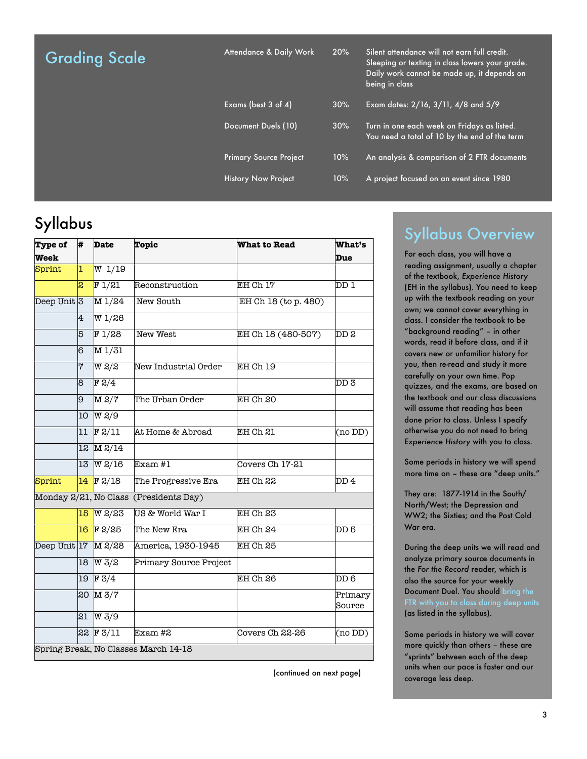## Grading Scale

| Component | Weight | Notes |
| --- | --- | --- |
| Attendance & Daily Work | 20% | Silent attendance will not earn full credit. Sleeping or texting in class lowers your grade. Daily work cannot be made up, it depends on being in class |
| Exams (best 3 of 4) | 30% | Exam dates: 2/16, 3/11, 4/8 and 5/9 |
| Document Duels (10) | 30% | Turn in one each week on Fridays as listed. You need a total of 10 by the end of the term |
| Primary Source Project | 10% | An analysis & comparison of 2 FTR documents |
| History Now Project | 10% | A project focused on an event since 1980 |

## Syllabus

| Type of Week | # | Date | Topic | What to Read | What's Due |
| --- | --- | --- | --- | --- | --- |
| Sprint | 1 | W 1/19 | | | |
| | 2 | F 1/21 | Reconstruction | EH Ch 17 | DD 1 |
| Deep Unit | 3 | M 1/24 | New South | EH Ch 18 (to p. 480) | |
| | 4 | W 1/26 | | | |
| | 5 | F 1/28 | New West | EH Ch 18 (480-507) | DD 2 |
| | 6 | M 1/31 | | | |
| | 7 | W 2/2 | New Industrial Order | EH Ch 19 | |
| | 8 | F 2/4 | | | DD 3 |
| | 9 | M 2/7 | The Urban Order | EH Ch 20 | |
| | 10 | W 2/9 | | | |
| | 11 | F 2/11 | At Home & Abroad | EH Ch 21 | (no DD) |
| | 12 | M 2/14 | | | |
| | 13 | W 2/16 | Exam #1 | Covers Ch 17-21 | |
| Sprint | 14 | F 2/18 | The Progressive Era | EH Ch 22 | DD 4 |
| Monday 2/21, No Class (Presidents Day) | | | | | |
| | 15 | W 2/23 | US & World War I | EH Ch 23 | |
| | 16 | F 2/25 | The New Era | EH Ch 24 | DD 5 |
| Deep Unit | 17 | M 2/28 | America, 1930-1945 | EH Ch 25 | |
| | 18 | W 3/2 | Primary Source Project | | |
| | 19 | F 3/4 | | EH Ch 26 | DD 6 |
| | 20 | M 3/7 | | | Primary Source |
| | 21 | W 3/9 | | | |
| | 22 | F 3/11 | Exam #2 | Covers Ch 22-26 | (no DD) |
| Spring Break, No Classes March 14-18 | | | | | |

(continued on next page)

## Syllabus Overview

For each class, you will have a reading assignment, usually a chapter of the textbook, *Experience History* (EH in the syllabus). You need to keep up with the textbook reading on your own; we cannot cover everything in class. I consider the textbook to be "background reading" – in other words, read it before class, and if it covers new or unfamiliar history for you, then re-read and study it more carefully on your own time. Pop quizzes, and the exams, are based on the textbook and our class discussions will assume that reading has been done prior to class. Unless I specify otherwise you do not need to bring *Experience History* with you to class.

Some periods in history we will spend more time on – these are "deep units."

They are: 1877-1914 in the South/ North/West; the Depression and WW2; the Sixties; and the Post Cold War era.

During the deep units we will read and analyze primary source documents in the *For the Record* reader, which is also the source for your weekly Document Duel. You should bring the FTR with you to class during deep units (as listed in the syllabus).

Some periods in history we will cover more quickly than others – these are "sprints" between each of the deep units when our pace is faster and our coverage less deep.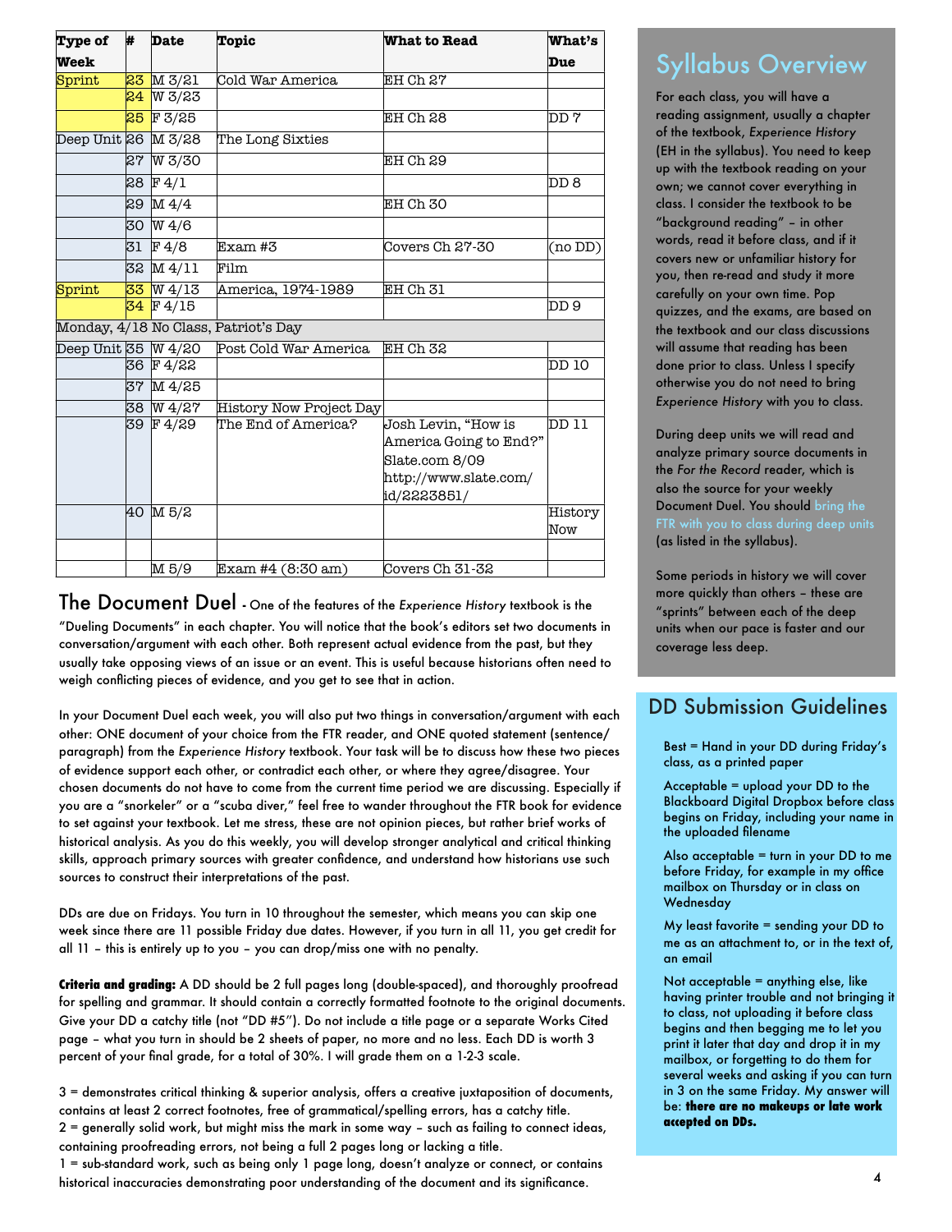| Type of Week | # | Date | Topic | What to Read | What's Due |
|---|---|---|---|---|---|
| Sprint | 23 | M 3/21 | Cold War America | EH Ch 27 | |
| | 24 | W 3/23 | | | |
| | 25 | F 3/25 | | EH Ch 28 | DD 7 |
| Deep Unit | 26 | M 3/28 | The Long Sixties | | |
| | 27 | W 3/30 | | EH Ch 29 | |
| | 28 | F 4/1 | | | DD 8 |
| | 29 | M 4/4 | | EH Ch 30 | |
| | 30 | W 4/6 | | | |
| | 31 | F 4/8 | Exam #3 | Covers Ch 27-30 | (no DD) |
| | 32 | M 4/11 | Film | | |
| Sprint | 33 | W 4/13 | America, 1974-1989 | EH Ch 31 | |
| | 34 | F 4/15 | | | DD 9 |
| Monday, 4/18 No Class, Patriot's Day | | | | | |
| Deep Unit | 35 | W 4/20 | Post Cold War America | EH Ch 32 | |
| | 36 | F 4/22 | | | DD 10 |
| | 37 | M 4/25 | | | |
| | 38 | W 4/27 | History Now Project Day | | |
| | 39 | F 4/29 | The End of America? | Josh Levin, "How is America Going to End?" Slate.com 8/09 http://www.slate.com/id/2223851/ | DD 11 |
| | 40 | M 5/2 | | | History Now |
| | | | | | |
| | | M 5/9 | Exam #4 (8:30 am) | Covers Ch 31-32 | |

## The Document Duel

**The Document Duel** - One of the features of the *Experience History* textbook is the "Dueling Documents" in each chapter. You will notice that the book's editors set two documents in conversation/argument with each other. Both represent actual evidence from the past, but they usually take opposing views of an issue or an event. This is useful because historians often need to weigh conflicting pieces of evidence, and you get to see that in action.

In your Document Duel each week, you will also put two things in conversation/argument with each other: ONE document of your choice from the FTR reader, and ONE quoted statement (sentence/paragraph) from the *Experience History* textbook. Your task will be to discuss how these two pieces of evidence support each other, or contradict each other, or where they agree/disagree. Your chosen documents do not have to come from the current time period we are discussing. Especially if you are a "snorkeler" or a "scuba diver," feel free to wander throughout the FTR book for evidence to set against your textbook. Let me stress, these are not opinion pieces, but rather brief works of historical analysis. As you do this weekly, you will develop stronger analytical and critical thinking skills, approach primary sources with greater confidence, and understand how historians use such sources to construct their interpretations of the past.

DDs are due on Fridays. You turn in 10 throughout the semester, which means you can skip one week since there are 11 possible Friday due dates. However, if you turn in all 11, you get credit for all 11 – this is entirely up to you – you can drop/miss one with no penalty.

**Criteria and grading:** A DD should be 2 full pages long (double-spaced), and thoroughly proofread for spelling and grammar. It should contain a correctly formatted footnote to the original documents. Give your DD a catchy title (not "DD #5"). Do not include a title page or a separate Works Cited page – what you turn in should be 2 sheets of paper, no more and no less. Each DD is worth 3 percent of your final grade, for a total of 30%. I will grade them on a 1-2-3 scale.

3 = demonstrates critical thinking & superior analysis, offers a creative juxtaposition of documents, contains at least 2 correct footnotes, free of grammatical/spelling errors, has a catchy title.
2 = generally solid work, but might miss the mark in some way – such as failing to connect ideas, containing proofreading errors, not being a full 2 pages long or lacking a title.
1 = sub-standard work, such as being only 1 page long, doesn't analyze or connect, or contains historical inaccuracies demonstrating poor understanding of the document and its significance.

## Syllabus Overview

For each class, you will have a reading assignment, usually a chapter of the textbook, *Experience History* (EH in the syllabus). You need to keep up with the textbook reading on your own; we cannot cover everything in class. I consider the textbook to be "background reading" – in other words, read it before class, and if it covers new or unfamiliar history for you, then re-read and study it more carefully on your own time. Pop quizzes, and the exams, are based on the textbook and our class discussions will assume that reading has been done prior to class. Unless I specify otherwise you do not need to bring *Experience History* with you to class.

During deep units we will read and analyze primary source documents in the *For the Record* reader, which is also the source for your weekly Document Duel. You should bring the FTR with you to class during deep units (as listed in the syllabus).

Some periods in history we will cover more quickly than others – these are "sprints" between each of the deep units when our pace is faster and our coverage less deep.

## DD Submission Guidelines

Best = Hand in your DD during Friday's class, as a printed paper

Acceptable = upload your DD to the Blackboard Digital Dropbox before class begins on Friday, including your name in the uploaded filename

Also acceptable = turn in your DD to me before Friday, for example in my office mailbox on Thursday or in class on Wednesday

My least favorite = sending your DD to me as an attachment to, or in the text of, an email

Not acceptable = anything else, like having printer trouble and not bringing it to class, not uploading it before class begins and then begging me to let you print it later that day and drop it in my mailbox, or forgetting to do them for several weeks and asking if you can turn in 3 on the same Friday. My answer will be: **there are no makeups or late work accepted on DDs.**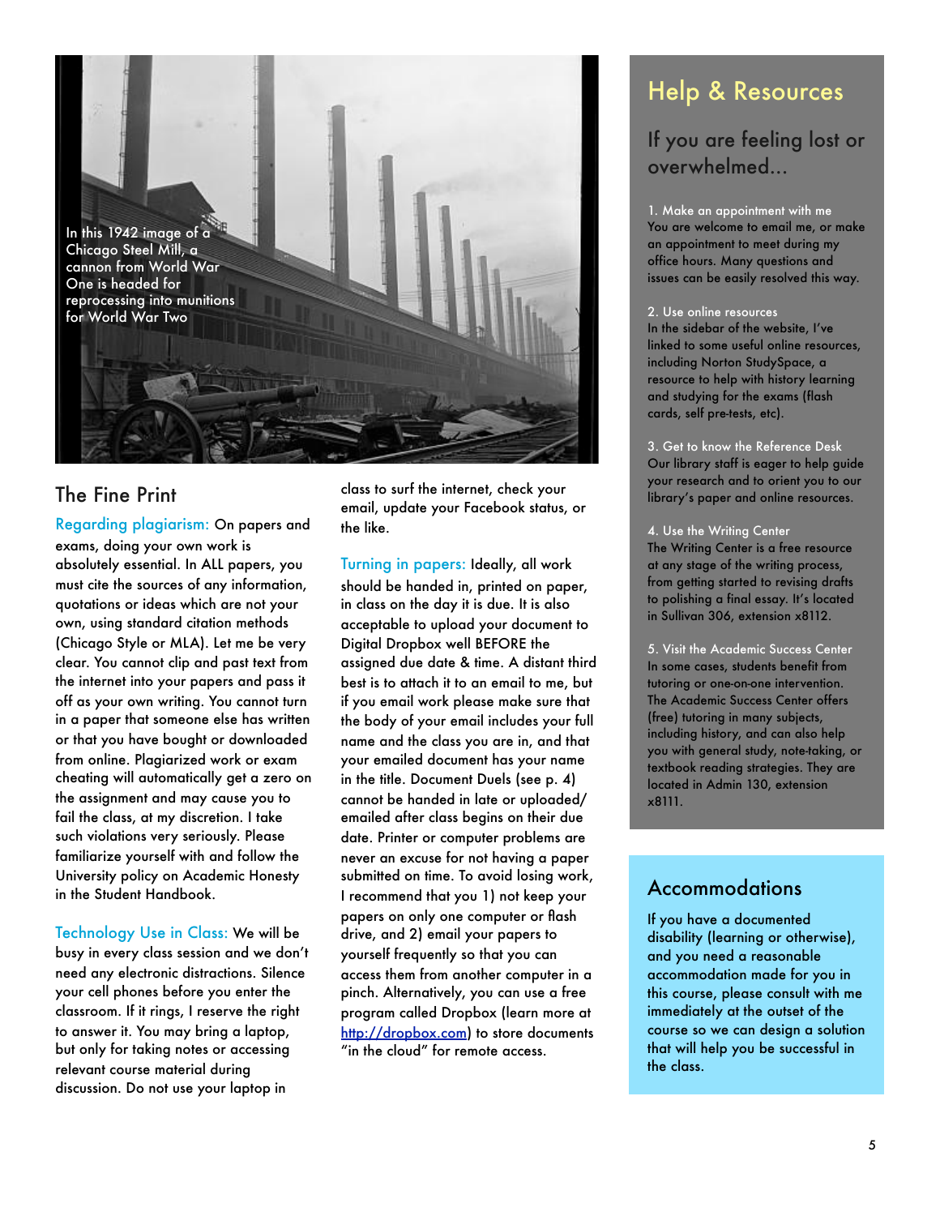In this 1942 image of a Chicago Steel Mill, a cannon from World War One is headed for reprocessing into munitions for World War Two

## The Fine Print

Regarding plagiarism: On papers and exams, doing your own work is absolutely essential. In ALL papers, you must cite the sources of any information, quotations or ideas which are not your own, using standard citation methods (Chicago Style or MLA). Let me be very clear. You cannot clip and past text from the internet into your papers and pass it off as your own writing. You cannot turn in a paper that someone else has written or that you have bought or downloaded from online. Plagiarized work or exam cheating will automatically get a zero on the assignment and may cause you to fail the class, at my discretion. I take such violations very seriously. Please familiarize yourself with and follow the University policy on Academic Honesty in the Student Handbook.

Technology Use in Class: We will be busy in every class session and we don't need any electronic distractions. Silence your cell phones before you enter the classroom. If it rings, I reserve the right to answer it. You may bring a laptop, but only for taking notes or accessing relevant course material during discussion. Do not use your laptop in class to surf the internet, check your email, update your Facebook status, or the like.

Turning in papers: Ideally, all work should be handed in, printed on paper, in class on the day it is due. It is also acceptable to upload your document to Digital Dropbox well BEFORE the assigned due date & time. A distant third best is to attach it to an email to me, but if you email work please make sure that the body of your email includes your full name and the class you are in, and that your emailed document has your name in the title. Document Duels (see p. 4) cannot be handed in late or uploaded/emailed after class begins on their due date. Printer or computer problems are never an excuse for not having a paper submitted on time. To avoid losing work, I recommend that you 1) not keep your papers on only one computer or flash drive, and 2) email your papers to yourself frequently so that you can access them from another computer in a pinch. Alternatively, you can use a free program called Dropbox (learn more at http://dropbox.com) to store documents "in the cloud" for remote access.

## Help & Resources

### If you are feeling lost or overwhelmed...

1. Make an appointment with me
You are welcome to email me, or make an appointment to meet during my office hours. Many questions and issues can be easily resolved this way.

2. Use online resources
In the sidebar of the website, I've linked to some useful online resources, including Norton StudySpace, a resource to help with history learning and studying for the exams (flash cards, self pre-tests, etc).

3. Get to know the Reference Desk
Our library staff is eager to help guide your research and to orient you to our library's paper and online resources.

4. Use the Writing Center
The Writing Center is a free resource at any stage of the writing process, from getting started to revising drafts to polishing a final essay. It's located in Sullivan 306, extension x8112.

5. Visit the Academic Success Center
In some cases, students benefit from tutoring or one-on-one intervention. The Academic Success Center offers (free) tutoring in many subjects, including history, and can also help you with general study, note-taking, or textbook reading strategies. They are located in Admin 130, extension x8111.

## Accommodations

If you have a documented disability (learning or otherwise), and you need a reasonable accommodation made for you in this course, please consult with me immediately at the outset of the course so we can design a solution that will help you be successful in the class.